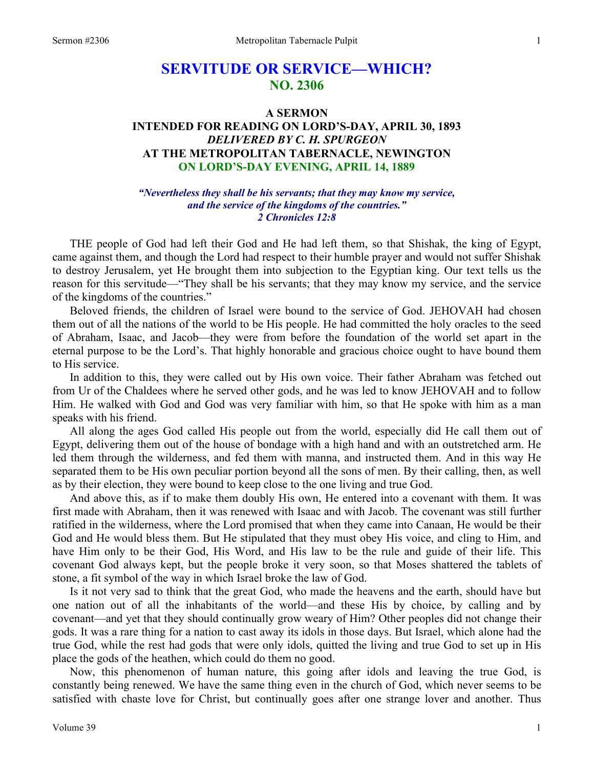# SERVITUDE OR SERVICE—WHICH?
## NO. 2306

### A SERMON
### INTENDED FOR READING ON LORD'S-DAY, APRIL 30, 1893
### *DELIVERED BY C. H. SPURGEON*
### AT THE METROPOLITAN TABERNACLE, NEWINGTON
### ON LORD'S-DAY EVENING, APRIL 14, 1889

***"Nevertheless they shall be his servants; that they may know my service, and the service of the kingdoms of the countries." 2 Chronicles 12:8***

THE people of God had left their God and He had left them, so that Shishak, the king of Egypt, came against them, and though the Lord had respect to their humble prayer and would not suffer Shishak to destroy Jerusalem, yet He brought them into subjection to the Egyptian king. Our text tells us the reason for this servitude—"They shall be his servants; that they may know my service, and the service of the kingdoms of the countries."

Beloved friends, the children of Israel were bound to the service of God. JEHOVAH had chosen them out of all the nations of the world to be His people. He had committed the holy oracles to the seed of Abraham, Isaac, and Jacob—they were from before the foundation of the world set apart in the eternal purpose to be the Lord's. That highly honorable and gracious choice ought to have bound them to His service.

In addition to this, they were called out by His own voice. Their father Abraham was fetched out from Ur of the Chaldees where he served other gods, and he was led to know JEHOVAH and to follow Him. He walked with God and God was very familiar with him, so that He spoke with him as a man speaks with his friend.

All along the ages God called His people out from the world, especially did He call them out of Egypt, delivering them out of the house of bondage with a high hand and with an outstretched arm. He led them through the wilderness, and fed them with manna, and instructed them. And in this way He separated them to be His own peculiar portion beyond all the sons of men. By their calling, then, as well as by their election, they were bound to keep close to the one living and true God.

And above this, as if to make them doubly His own, He entered into a covenant with them. It was first made with Abraham, then it was renewed with Isaac and with Jacob. The covenant was still further ratified in the wilderness, where the Lord promised that when they came into Canaan, He would be their God and He would bless them. But He stipulated that they must obey His voice, and cling to Him, and have Him only to be their God, His Word, and His law to be the rule and guide of their life. This covenant God always kept, but the people broke it very soon, so that Moses shattered the tablets of stone, a fit symbol of the way in which Israel broke the law of God.

Is it not very sad to think that the great God, who made the heavens and the earth, should have but one nation out of all the inhabitants of the world—and these His by choice, by calling and by covenant—and yet that they should continually grow weary of Him? Other peoples did not change their gods. It was a rare thing for a nation to cast away its idols in those days. But Israel, which alone had the true God, while the rest had gods that were only idols, quitted the living and true God to set up in His place the gods of the heathen, which could do them no good.

Now, this phenomenon of human nature, this going after idols and leaving the true God, is constantly being renewed. We have the same thing even in the church of God, which never seems to be satisfied with chaste love for Christ, but continually goes after one strange lover and another. Thus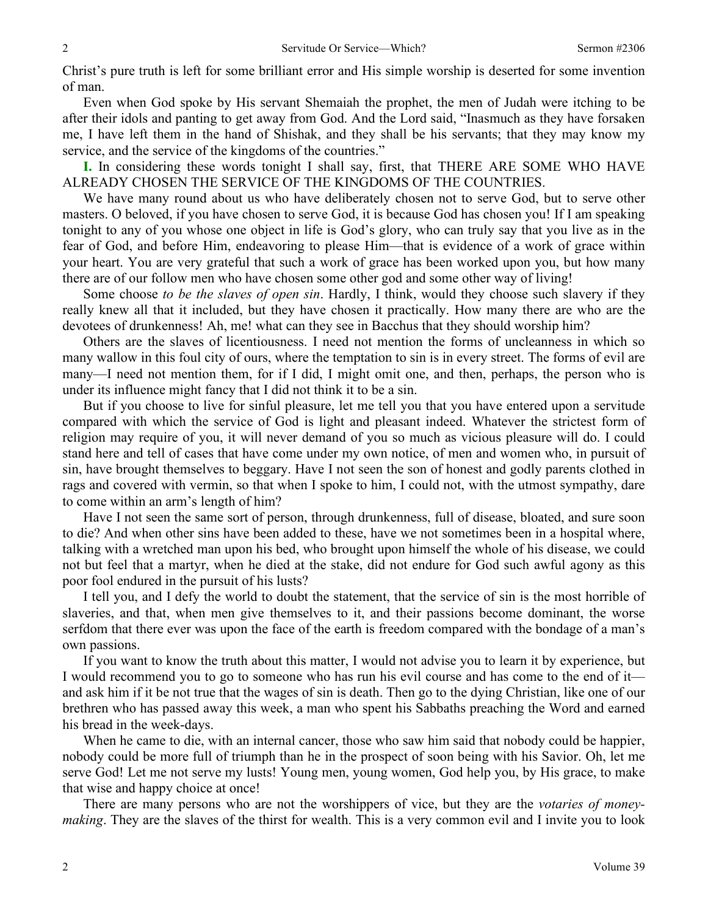Christ's pure truth is left for some brilliant error and His simple worship is deserted for some invention of man.

Even when God spoke by His servant Shemaiah the prophet, the men of Judah were itching to be after their idols and panting to get away from God. And the Lord said, "Inasmuch as they have forsaken me, I have left them in the hand of Shishak, and they shall be his servants; that they may know my service, and the service of the kingdoms of the countries."

**I.** In considering these words tonight I shall say, first, that THERE ARE SOME WHO HAVE ALREADY CHOSEN THE SERVICE OF THE KINGDOMS OF THE COUNTRIES.

We have many round about us who have deliberately chosen not to serve God, but to serve other masters. O beloved, if you have chosen to serve God, it is because God has chosen you! If I am speaking tonight to any of you whose one object in life is God's glory, who can truly say that you live as in the fear of God, and before Him, endeavoring to please Him—that is evidence of a work of grace within your heart. You are very grateful that such a work of grace has been worked upon you, but how many there are of our follow men who have chosen some other god and some other way of living!

Some choose *to be the slaves of open sin*. Hardly, I think, would they choose such slavery if they really knew all that it included, but they have chosen it practically. How many there are who are the devotees of drunkenness! Ah, me! what can they see in Bacchus that they should worship him?

Others are the slaves of licentiousness. I need not mention the forms of uncleanness in which so many wallow in this foul city of ours, where the temptation to sin is in every street. The forms of evil are many—I need not mention them, for if I did, I might omit one, and then, perhaps, the person who is under its influence might fancy that I did not think it to be a sin.

But if you choose to live for sinful pleasure, let me tell you that you have entered upon a servitude compared with which the service of God is light and pleasant indeed. Whatever the strictest form of religion may require of you, it will never demand of you so much as vicious pleasure will do. I could stand here and tell of cases that have come under my own notice, of men and women who, in pursuit of sin, have brought themselves to beggary. Have I not seen the son of honest and godly parents clothed in rags and covered with vermin, so that when I spoke to him, I could not, with the utmost sympathy, dare to come within an arm's length of him?

Have I not seen the same sort of person, through drunkenness, full of disease, bloated, and sure soon to die? And when other sins have been added to these, have we not sometimes been in a hospital where, talking with a wretched man upon his bed, who brought upon himself the whole of his disease, we could not but feel that a martyr, when he died at the stake, did not endure for God such awful agony as this poor fool endured in the pursuit of his lusts?

I tell you, and I defy the world to doubt the statement, that the service of sin is the most horrible of slaveries, and that, when men give themselves to it, and their passions become dominant, the worse serfdom that there ever was upon the face of the earth is freedom compared with the bondage of a man's own passions.

If you want to know the truth about this matter, I would not advise you to learn it by experience, but I would recommend you to go to someone who has run his evil course and has come to the end of it—and ask him if it be not true that the wages of sin is death. Then go to the dying Christian, like one of our brethren who has passed away this week, a man who spent his Sabbaths preaching the Word and earned his bread in the week-days.

When he came to die, with an internal cancer, those who saw him said that nobody could be happier, nobody could be more full of triumph than he in the prospect of soon being with his Savior. Oh, let me serve God! Let me not serve my lusts! Young men, young women, God help you, by His grace, to make that wise and happy choice at once!

There are many persons who are not the worshippers of vice, but they are the *votaries of money-making*. They are the slaves of the thirst for wealth. This is a very common evil and I invite you to look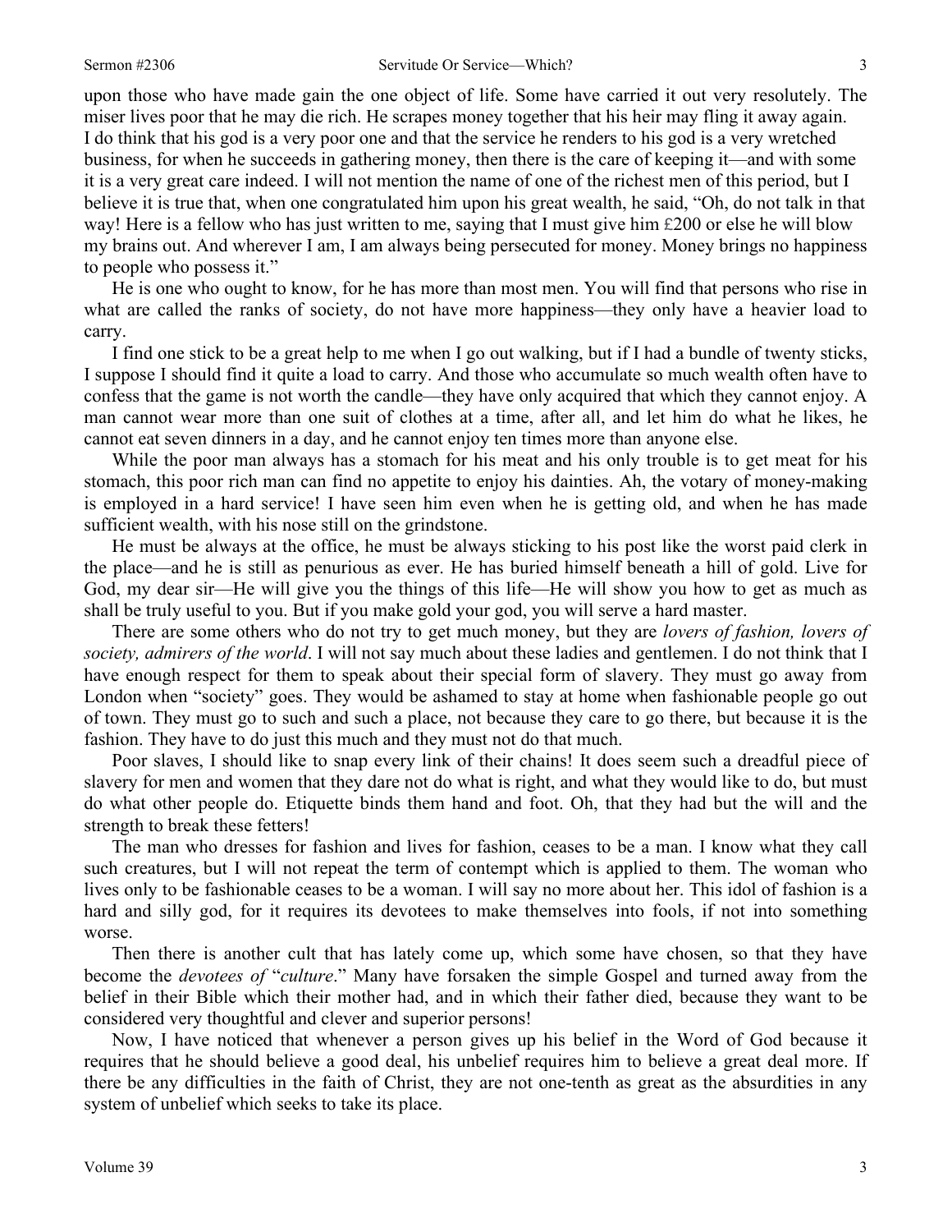upon those who have made gain the one object of life. Some have carried it out very resolutely. The miser lives poor that he may die rich. He scrapes money together that his heir may fling it away again. I do think that his god is a very poor one and that the service he renders to his god is a very wretched business, for when he succeeds in gathering money, then there is the care of keeping it—and with some it is a very great care indeed. I will not mention the name of one of the richest men of this period, but I believe it is true that, when one congratulated him upon his great wealth, he said, "Oh, do not talk in that way! Here is a fellow who has just written to me, saying that I must give him £200 or else he will blow my brains out. And wherever I am, I am always being persecuted for money. Money brings no happiness to people who possess it."

He is one who ought to know, for he has more than most men. You will find that persons who rise in what are called the ranks of society, do not have more happiness—they only have a heavier load to carry.

I find one stick to be a great help to me when I go out walking, but if I had a bundle of twenty sticks, I suppose I should find it quite a load to carry. And those who accumulate so much wealth often have to confess that the game is not worth the candle—they have only acquired that which they cannot enjoy. A man cannot wear more than one suit of clothes at a time, after all, and let him do what he likes, he cannot eat seven dinners in a day, and he cannot enjoy ten times more than anyone else.

While the poor man always has a stomach for his meat and his only trouble is to get meat for his stomach, this poor rich man can find no appetite to enjoy his dainties. Ah, the votary of money-making is employed in a hard service! I have seen him even when he is getting old, and when he has made sufficient wealth, with his nose still on the grindstone.

He must be always at the office, he must be always sticking to his post like the worst paid clerk in the place—and he is still as penurious as ever. He has buried himself beneath a hill of gold. Live for God, my dear sir—He will give you the things of this life—He will show you how to get as much as shall be truly useful to you. But if you make gold your god, you will serve a hard master.

There are some others who do not try to get much money, but they are *lovers of fashion, lovers of society, admirers of the world*. I will not say much about these ladies and gentlemen. I do not think that I have enough respect for them to speak about their special form of slavery. They must go away from London when "society" goes. They would be ashamed to stay at home when fashionable people go out of town. They must go to such and such a place, not because they care to go there, but because it is the fashion. They have to do just this much and they must not do that much.

Poor slaves, I should like to snap every link of their chains! It does seem such a dreadful piece of slavery for men and women that they dare not do what is right, and what they would like to do, but must do what other people do. Etiquette binds them hand and foot. Oh, that they had but the will and the strength to break these fetters!

The man who dresses for fashion and lives for fashion, ceases to be a man. I know what they call such creatures, but I will not repeat the term of contempt which is applied to them. The woman who lives only to be fashionable ceases to be a woman. I will say no more about her. This idol of fashion is a hard and silly god, for it requires its devotees to make themselves into fools, if not into something worse.

Then there is another cult that has lately come up, which some have chosen, so that they have become the *devotees of* "*culture*." Many have forsaken the simple Gospel and turned away from the belief in their Bible which their mother had, and in which their father died, because they want to be considered very thoughtful and clever and superior persons!

Now, I have noticed that whenever a person gives up his belief in the Word of God because it requires that he should believe a good deal, his unbelief requires him to believe a great deal more. If there be any difficulties in the faith of Christ, they are not one-tenth as great as the absurdities in any system of unbelief which seeks to take its place.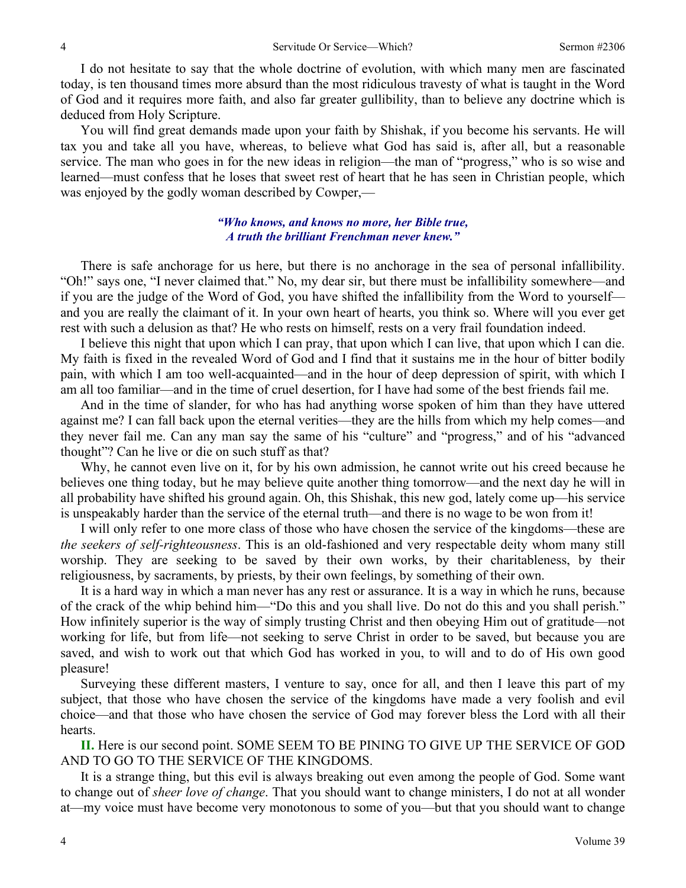I do not hesitate to say that the whole doctrine of evolution, with which many men are fascinated today, is ten thousand times more absurd than the most ridiculous travesty of what is taught in the Word of God and it requires more faith, and also far greater gullibility, than to believe any doctrine which is deduced from Holy Scripture.

You will find great demands made upon your faith by Shishak, if you become his servants. He will tax you and take all you have, whereas, to believe what God has said is, after all, but a reasonable service. The man who goes in for the new ideas in religion—the man of "progress," who is so wise and learned—must confess that he loses that sweet rest of heart that he has seen in Christian people, which was enjoyed by the godly woman described by Cowper,—

*"Who knows, and knows no more, her Bible true,*
*A truth the brilliant Frenchman never knew."*

There is safe anchorage for us here, but there is no anchorage in the sea of personal infallibility. "Oh!" says one, "I never claimed that." No, my dear sir, but there must be infallibility somewhere—and if you are the judge of the Word of God, you have shifted the infallibility from the Word to yourself—and you are really the claimant of it. In your own heart of hearts, you think so. Where will you ever get rest with such a delusion as that? He who rests on himself, rests on a very frail foundation indeed.

I believe this night that upon which I can pray, that upon which I can live, that upon which I can die. My faith is fixed in the revealed Word of God and I find that it sustains me in the hour of bitter bodily pain, with which I am too well-acquainted—and in the hour of deep depression of spirit, with which I am all too familiar—and in the time of cruel desertion, for I have had some of the best friends fail me.

And in the time of slander, for who has had anything worse spoken of him than they have uttered against me? I can fall back upon the eternal verities—they are the hills from which my help comes—and they never fail me. Can any man say the same of his "culture" and "progress," and of his "advanced thought"? Can he live or die on such stuff as that?

Why, he cannot even live on it, for by his own admission, he cannot write out his creed because he believes one thing today, but he may believe quite another thing tomorrow—and the next day he will in all probability have shifted his ground again. Oh, this Shishak, this new god, lately come up—his service is unspeakably harder than the service of the eternal truth—and there is no wage to be won from it!

I will only refer to one more class of those who have chosen the service of the kingdoms—these are *the seekers of self-righteousness*. This is an old-fashioned and very respectable deity whom many still worship. They are seeking to be saved by their own works, by their charitableness, by their religiousness, by sacraments, by priests, by their own feelings, by something of their own.

It is a hard way in which a man never has any rest or assurance. It is a way in which he runs, because of the crack of the whip behind him—"Do this and you shall live. Do not do this and you shall perish." How infinitely superior is the way of simply trusting Christ and then obeying Him out of gratitude—not working for life, but from life—not seeking to serve Christ in order to be saved, but because you are saved, and wish to work out that which God has worked in you, to will and to do of His own good pleasure!

Surveying these different masters, I venture to say, once for all, and then I leave this part of my subject, that those who have chosen the service of the kingdoms have made a very foolish and evil choice—and that those who have chosen the service of God may forever bless the Lord with all their hearts.

**II.** Here is our second point. SOME SEEM TO BE PINING TO GIVE UP THE SERVICE OF GOD AND TO GO TO THE SERVICE OF THE KINGDOMS.

It is a strange thing, but this evil is always breaking out even among the people of God. Some want to change out of *sheer love of change*. That you should want to change ministers, I do not at all wonder at—my voice must have become very monotonous to some of you—but that you should want to change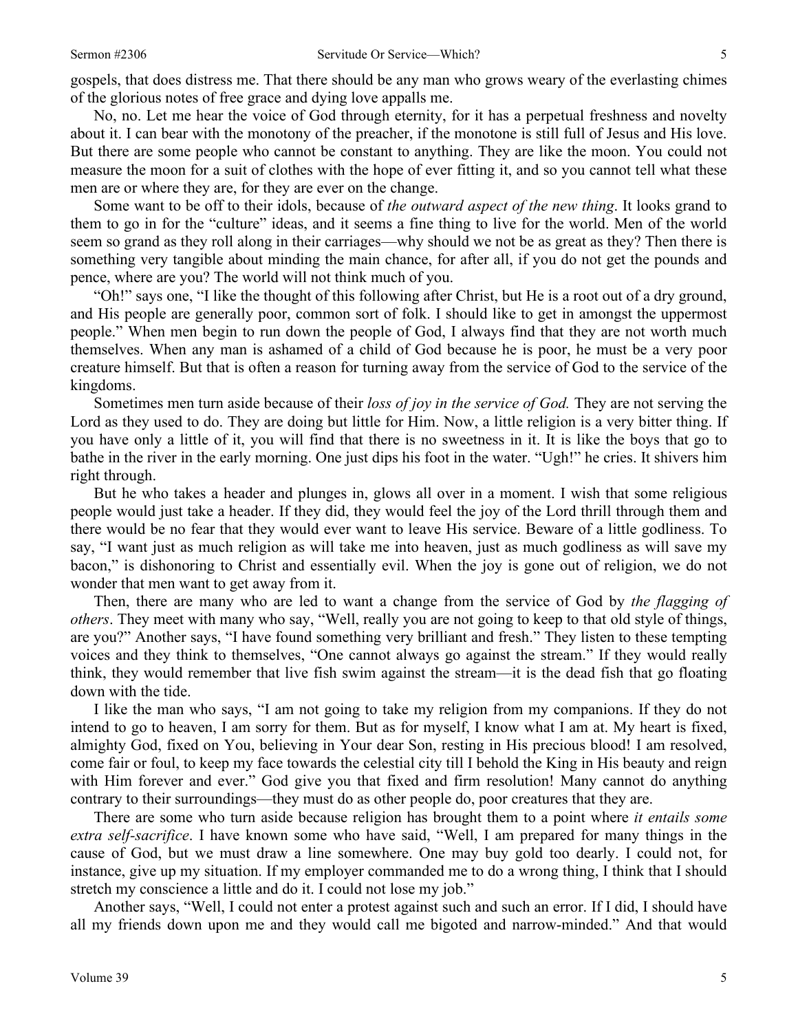gospels, that does distress me. That there should be any man who grows weary of the everlasting chimes of the glorious notes of free grace and dying love appalls me.

No, no. Let me hear the voice of God through eternity, for it has a perpetual freshness and novelty about it. I can bear with the monotony of the preacher, if the monotone is still full of Jesus and His love. But there are some people who cannot be constant to anything. They are like the moon. You could not measure the moon for a suit of clothes with the hope of ever fitting it, and so you cannot tell what these men are or where they are, for they are ever on the change.

Some want to be off to their idols, because of *the outward aspect of the new thing*. It looks grand to them to go in for the "culture" ideas, and it seems a fine thing to live for the world. Men of the world seem so grand as they roll along in their carriages—why should we not be as great as they? Then there is something very tangible about minding the main chance, for after all, if you do not get the pounds and pence, where are you? The world will not think much of you.

"Oh!" says one, "I like the thought of this following after Christ, but He is a root out of a dry ground, and His people are generally poor, common sort of folk. I should like to get in amongst the uppermost people." When men begin to run down the people of God, I always find that they are not worth much themselves. When any man is ashamed of a child of God because he is poor, he must be a very poor creature himself. But that is often a reason for turning away from the service of God to the service of the kingdoms.

Sometimes men turn aside because of their *loss of joy in the service of God.* They are not serving the Lord as they used to do. They are doing but little for Him. Now, a little religion is a very bitter thing. If you have only a little of it, you will find that there is no sweetness in it. It is like the boys that go to bathe in the river in the early morning. One just dips his foot in the water. "Ugh!" he cries. It shivers him right through.

But he who takes a header and plunges in, glows all over in a moment. I wish that some religious people would just take a header. If they did, they would feel the joy of the Lord thrill through them and there would be no fear that they would ever want to leave His service. Beware of a little godliness. To say, "I want just as much religion as will take me into heaven, just as much godliness as will save my bacon," is dishonoring to Christ and essentially evil. When the joy is gone out of religion, we do not wonder that men want to get away from it.

Then, there are many who are led to want a change from the service of God by *the flagging of others*. They meet with many who say, "Well, really you are not going to keep to that old style of things, are you?" Another says, "I have found something very brilliant and fresh." They listen to these tempting voices and they think to themselves, "One cannot always go against the stream." If they would really think, they would remember that live fish swim against the stream—it is the dead fish that go floating down with the tide.

I like the man who says, "I am not going to take my religion from my companions. If they do not intend to go to heaven, I am sorry for them. But as for myself, I know what I am at. My heart is fixed, almighty God, fixed on You, believing in Your dear Son, resting in His precious blood! I am resolved, come fair or foul, to keep my face towards the celestial city till I behold the King in His beauty and reign with Him forever and ever." God give you that fixed and firm resolution! Many cannot do anything contrary to their surroundings—they must do as other people do, poor creatures that they are.

There are some who turn aside because religion has brought them to a point where *it entails some extra self-sacrifice*. I have known some who have said, "Well, I am prepared for many things in the cause of God, but we must draw a line somewhere. One may buy gold too dearly. I could not, for instance, give up my situation. If my employer commanded me to do a wrong thing, I think that I should stretch my conscience a little and do it. I could not lose my job."

Another says, "Well, I could not enter a protest against such and such an error. If I did, I should have all my friends down upon me and they would call me bigoted and narrow-minded." And that would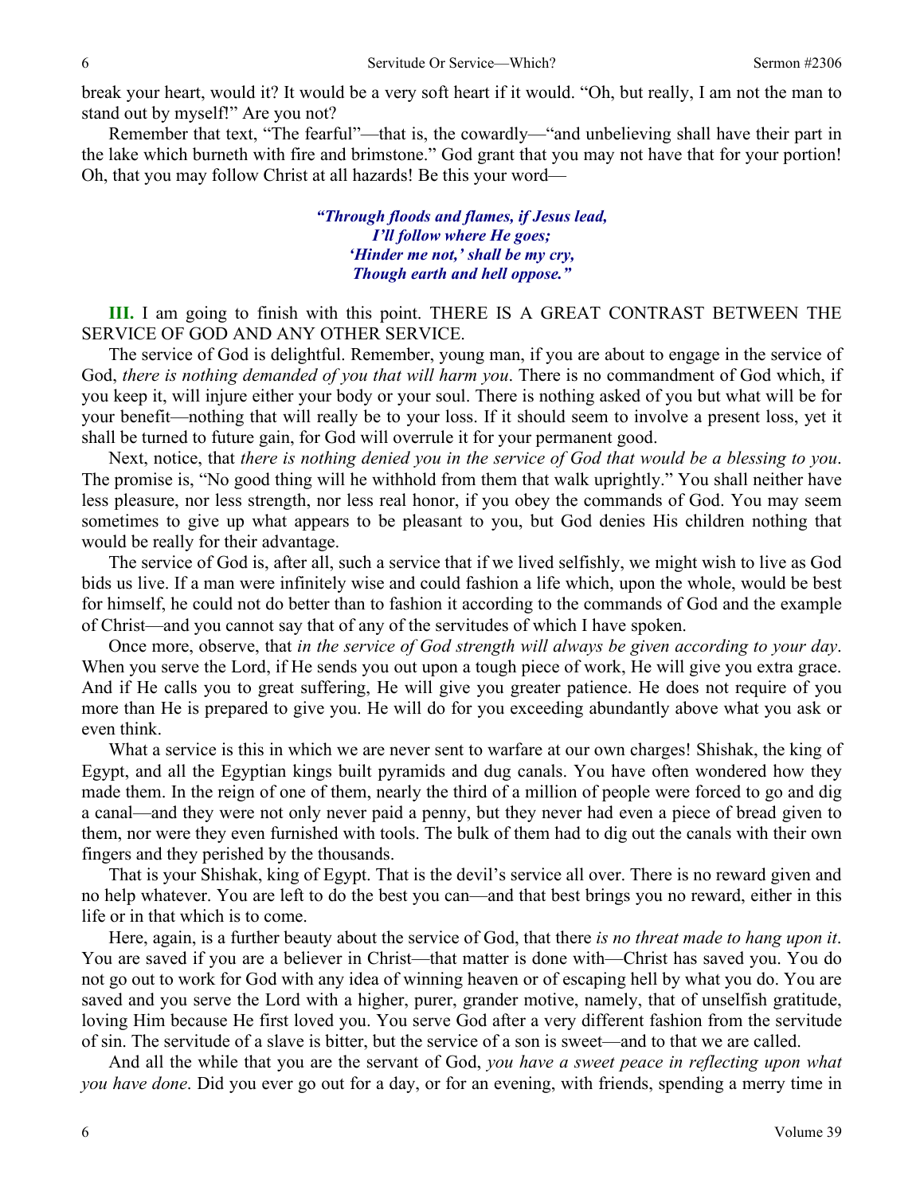break your heart, would it? It would be a very soft heart if it would. "Oh, but really, I am not the man to stand out by myself!" Are you not?

Remember that text, "The fearful"—that is, the cowardly—"and unbelieving shall have their part in the lake which burneth with fire and brimstone." God grant that you may not have that for your portion! Oh, that you may follow Christ at all hazards! Be this your word—

> ***"Through floods and flames, if Jesus lead,***
> ***I'll follow where He goes;***
> ***'Hinder me not,' shall be my cry,***
> ***Though earth and hell oppose."***

**III.** I am going to finish with this point. THERE IS A GREAT CONTRAST BETWEEN THE SERVICE OF GOD AND ANY OTHER SERVICE.

The service of God is delightful. Remember, young man, if you are about to engage in the service of God, *there is nothing demanded of you that will harm you*. There is no commandment of God which, if you keep it, will injure either your body or your soul. There is nothing asked of you but what will be for your benefit—nothing that will really be to your loss. If it should seem to involve a present loss, yet it shall be turned to future gain, for God will overrule it for your permanent good.

Next, notice, that *there is nothing denied you in the service of God that would be a blessing to you*. The promise is, "No good thing will he withhold from them that walk uprightly." You shall neither have less pleasure, nor less strength, nor less real honor, if you obey the commands of God. You may seem sometimes to give up what appears to be pleasant to you, but God denies His children nothing that would be really for their advantage.

The service of God is, after all, such a service that if we lived selfishly, we might wish to live as God bids us live. If a man were infinitely wise and could fashion a life which, upon the whole, would be best for himself, he could not do better than to fashion it according to the commands of God and the example of Christ—and you cannot say that of any of the servitudes of which I have spoken.

Once more, observe, that *in the service of God strength will always be given according to your day*. When you serve the Lord, if He sends you out upon a tough piece of work, He will give you extra grace. And if He calls you to great suffering, He will give you greater patience. He does not require of you more than He is prepared to give you. He will do for you exceeding abundantly above what you ask or even think.

What a service is this in which we are never sent to warfare at our own charges! Shishak, the king of Egypt, and all the Egyptian kings built pyramids and dug canals. You have often wondered how they made them. In the reign of one of them, nearly the third of a million of people were forced to go and dig a canal—and they were not only never paid a penny, but they never had even a piece of bread given to them, nor were they even furnished with tools. The bulk of them had to dig out the canals with their own fingers and they perished by the thousands.

That is your Shishak, king of Egypt. That is the devil's service all over. There is no reward given and no help whatever. You are left to do the best you can—and that best brings you no reward, either in this life or in that which is to come.

Here, again, is a further beauty about the service of God, that there *is no threat made to hang upon it*. You are saved if you are a believer in Christ—that matter is done with—Christ has saved you. You do not go out to work for God with any idea of winning heaven or of escaping hell by what you do. You are saved and you serve the Lord with a higher, purer, grander motive, namely, that of unselfish gratitude, loving Him because He first loved you. You serve God after a very different fashion from the servitude of sin. The servitude of a slave is bitter, but the service of a son is sweet—and to that we are called.

And all the while that you are the servant of God, *you have a sweet peace in reflecting upon what you have done*. Did you ever go out for a day, or for an evening, with friends, spending a merry time in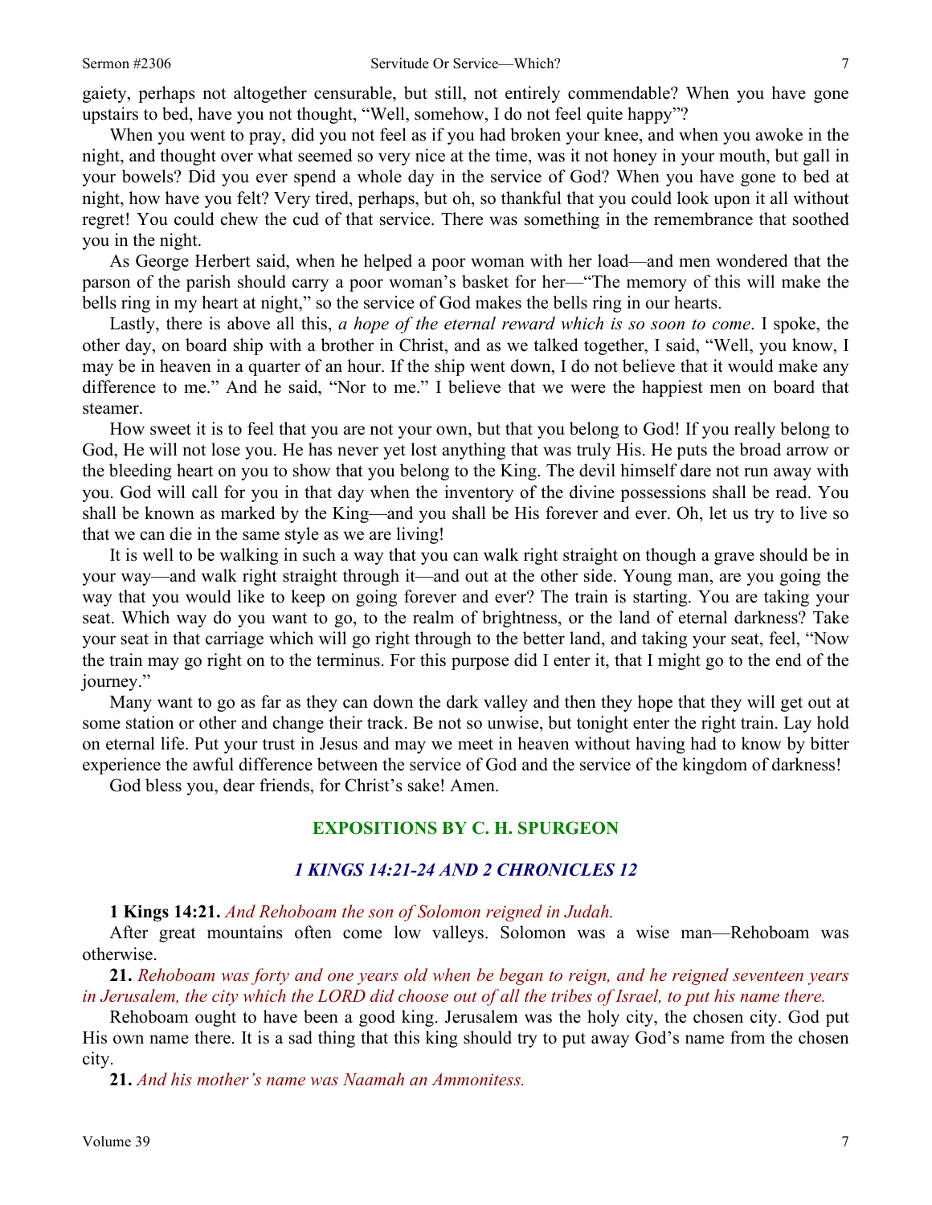gaiety, perhaps not altogether censurable, but still, not entirely commendable? When you have gone upstairs to bed, have you not thought, "Well, somehow, I do not feel quite happy"?

When you went to pray, did you not feel as if you had broken your knee, and when you awoke in the night, and thought over what seemed so very nice at the time, was it not honey in your mouth, but gall in your bowels? Did you ever spend a whole day in the service of God? When you have gone to bed at night, how have you felt? Very tired, perhaps, but oh, so thankful that you could look upon it all without regret! You could chew the cud of that service. There was something in the remembrance that soothed you in the night.

As George Herbert said, when he helped a poor woman with her load—and men wondered that the parson of the parish should carry a poor woman's basket for her—"The memory of this will make the bells ring in my heart at night," so the service of God makes the bells ring in our hearts.

Lastly, there is above all this, *a hope of the eternal reward which is so soon to come*. I spoke, the other day, on board ship with a brother in Christ, and as we talked together, I said, "Well, you know, I may be in heaven in a quarter of an hour. If the ship went down, I do not believe that it would make any difference to me." And he said, "Nor to me." I believe that we were the happiest men on board that steamer.

How sweet it is to feel that you are not your own, but that you belong to God! If you really belong to God, He will not lose you. He has never yet lost anything that was truly His. He puts the broad arrow or the bleeding heart on you to show that you belong to the King. The devil himself dare not run away with you. God will call for you in that day when the inventory of the divine possessions shall be read. You shall be known as marked by the King—and you shall be His forever and ever. Oh, let us try to live so that we can die in the same style as we are living!

It is well to be walking in such a way that you can walk right straight on though a grave should be in your way—and walk right straight through it—and out at the other side. Young man, are you going the way that you would like to keep on going forever and ever? The train is starting. You are taking your seat. Which way do you want to go, to the realm of brightness, or the land of eternal darkness? Take your seat in that carriage which will go right through to the better land, and taking your seat, feel, "Now the train may go right on to the terminus. For this purpose did I enter it, that I might go to the end of the journey."

Many want to go as far as they can down the dark valley and then they hope that they will get out at some station or other and change their track. Be not so unwise, but tonight enter the right train. Lay hold on eternal life. Put your trust in Jesus and may we meet in heaven without having had to know by bitter experience the awful difference between the service of God and the service of the kingdom of darkness!

God bless you, dear friends, for Christ's sake! Amen.

## EXPOSITIONS BY C. H. SPURGEON

### *1 KINGS 14:21-24 AND 2 CHRONICLES 12*

**1 Kings 14:21.** *And Rehoboam the son of Solomon reigned in Judah.*

After great mountains often come low valleys. Solomon was a wise man—Rehoboam was otherwise.

**21.** *Rehoboam was forty and one years old when be began to reign, and he reigned seventeen years in Jerusalem, the city which the LORD did choose out of all the tribes of Israel, to put his name there.*

Rehoboam ought to have been a good king. Jerusalem was the holy city, the chosen city. God put His own name there. It is a sad thing that this king should try to put away God's name from the chosen city.

**21.** *And his mother's name was Naamah an Ammonitess.*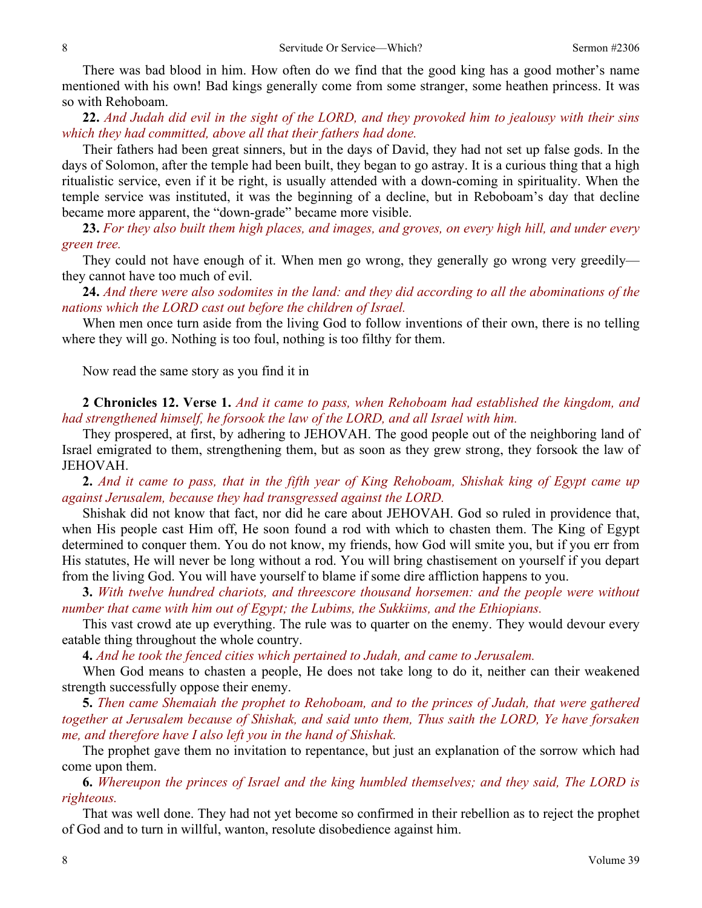There was bad blood in him. How often do we find that the good king has a good mother's name mentioned with his own! Bad kings generally come from some stranger, some heathen princess. It was so with Rehoboam.

**22.** *And Judah did evil in the sight of the LORD, and they provoked him to jealousy with their sins which they had committed, above all that their fathers had done.*

Their fathers had been great sinners, but in the days of David, they had not set up false gods. In the days of Solomon, after the temple had been built, they began to go astray. It is a curious thing that a high ritualistic service, even if it be right, is usually attended with a down-coming in spirituality. When the temple service was instituted, it was the beginning of a decline, but in Reboboam's day that decline became more apparent, the "down-grade" became more visible.

**23.** *For they also built them high places, and images, and groves, on every high hill, and under every green tree.*

They could not have enough of it. When men go wrong, they generally go wrong very greedily—they cannot have too much of evil.

**24.** *And there were also sodomites in the land: and they did according to all the abominations of the nations which the LORD cast out before the children of Israel.*

When men once turn aside from the living God to follow inventions of their own, there is no telling where they will go. Nothing is too foul, nothing is too filthy for them.

Now read the same story as you find it in

**2 Chronicles 12. Verse 1.** *And it came to pass, when Rehoboam had established the kingdom, and had strengthened himself, he forsook the law of the LORD, and all Israel with him.*

They prospered, at first, by adhering to JEHOVAH. The good people out of the neighboring land of Israel emigrated to them, strengthening them, but as soon as they grew strong, they forsook the law of JEHOVAH.

**2.** *And it came to pass, that in the fifth year of King Rehoboam, Shishak king of Egypt came up against Jerusalem, because they had transgressed against the LORD.*

Shishak did not know that fact, nor did he care about JEHOVAH. God so ruled in providence that, when His people cast Him off, He soon found a rod with which to chasten them. The King of Egypt determined to conquer them. You do not know, my friends, how God will smite you, but if you err from His statutes, He will never be long without a rod. You will bring chastisement on yourself if you depart from the living God. You will have yourself to blame if some dire affliction happens to you.

**3.** *With twelve hundred chariots, and threescore thousand horsemen: and the people were without number that came with him out of Egypt; the Lubims, the Sukkiims, and the Ethiopians.*

This vast crowd ate up everything. The rule was to quarter on the enemy. They would devour every eatable thing throughout the whole country.

**4.** *And he took the fenced cities which pertained to Judah, and came to Jerusalem.*

When God means to chasten a people, He does not take long to do it, neither can their weakened strength successfully oppose their enemy.

**5.** *Then came Shemaiah the prophet to Rehoboam, and to the princes of Judah, that were gathered together at Jerusalem because of Shishak, and said unto them, Thus saith the LORD, Ye have forsaken me, and therefore have I also left you in the hand of Shishak.*

The prophet gave them no invitation to repentance, but just an explanation of the sorrow which had come upon them.

**6.** *Whereupon the princes of Israel and the king humbled themselves; and they said, The LORD is righteous.*

That was well done. They had not yet become so confirmed in their rebellion as to reject the prophet of God and to turn in willful, wanton, resolute disobedience against him.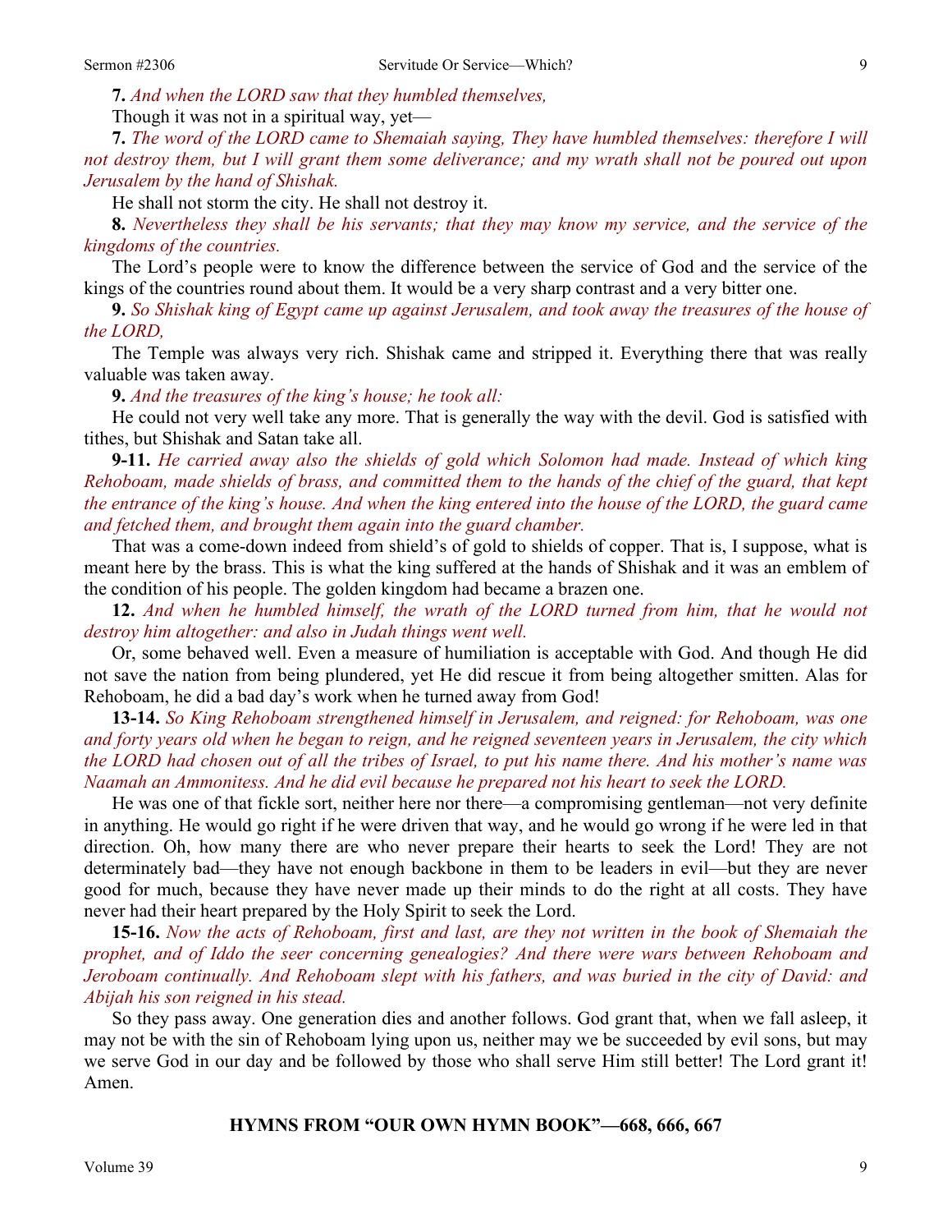**7.** *And when the LORD saw that they humbled themselves,*

Though it was not in a spiritual way, yet—

**7.** *The word of the LORD came to Shemaiah saying, They have humbled themselves: therefore I will not destroy them, but I will grant them some deliverance; and my wrath shall not be poured out upon Jerusalem by the hand of Shishak.*

He shall not storm the city. He shall not destroy it.

**8.** *Nevertheless they shall be his servants; that they may know my service, and the service of the kingdoms of the countries.*

The Lord's people were to know the difference between the service of God and the service of the kings of the countries round about them. It would be a very sharp contrast and a very bitter one.

**9.** *So Shishak king of Egypt came up against Jerusalem, and took away the treasures of the house of the LORD,*

The Temple was always very rich. Shishak came and stripped it. Everything there that was really valuable was taken away.

**9.** *And the treasures of the king's house; he took all:*

He could not very well take any more. That is generally the way with the devil. God is satisfied with tithes, but Shishak and Satan take all.

**9-11.** *He carried away also the shields of gold which Solomon had made. Instead of which king Rehoboam, made shields of brass, and committed them to the hands of the chief of the guard, that kept the entrance of the king's house. And when the king entered into the house of the LORD, the guard came and fetched them, and brought them again into the guard chamber.*

That was a come-down indeed from shield's of gold to shields of copper. That is, I suppose, what is meant here by the brass. This is what the king suffered at the hands of Shishak and it was an emblem of the condition of his people. The golden kingdom had became a brazen one.

**12.** *And when he humbled himself, the wrath of the LORD turned from him, that he would not destroy him altogether: and also in Judah things went well.*

Or, some behaved well. Even a measure of humiliation is acceptable with God. And though He did not save the nation from being plundered, yet He did rescue it from being altogether smitten. Alas for Rehoboam, he did a bad day's work when he turned away from God!

**13-14.** *So King Rehoboam strengthened himself in Jerusalem, and reigned: for Rehoboam, was one and forty years old when he began to reign, and he reigned seventeen years in Jerusalem, the city which the LORD had chosen out of all the tribes of Israel, to put his name there. And his mother's name was Naamah an Ammonitess. And he did evil because he prepared not his heart to seek the LORD.*

He was one of that fickle sort, neither here nor there—a compromising gentleman—not very definite in anything. He would go right if he were driven that way, and he would go wrong if he were led in that direction. Oh, how many there are who never prepare their hearts to seek the Lord! They are not determinately bad—they have not enough backbone in them to be leaders in evil—but they are never good for much, because they have never made up their minds to do the right at all costs. They have never had their heart prepared by the Holy Spirit to seek the Lord.

**15-16.** *Now the acts of Rehoboam, first and last, are they not written in the book of Shemaiah the prophet, and of Iddo the seer concerning genealogies? And there were wars between Rehoboam and Jeroboam continually. And Rehoboam slept with his fathers, and was buried in the city of David: and Abijah his son reigned in his stead.*

So they pass away. One generation dies and another follows. God grant that, when we fall asleep, it may not be with the sin of Rehoboam lying upon us, neither may we be succeeded by evil sons, but may we serve God in our day and be followed by those who shall serve Him still better! The Lord grant it! Amen.

**HYMNS FROM "OUR OWN HYMN BOOK"—668, 666, 667**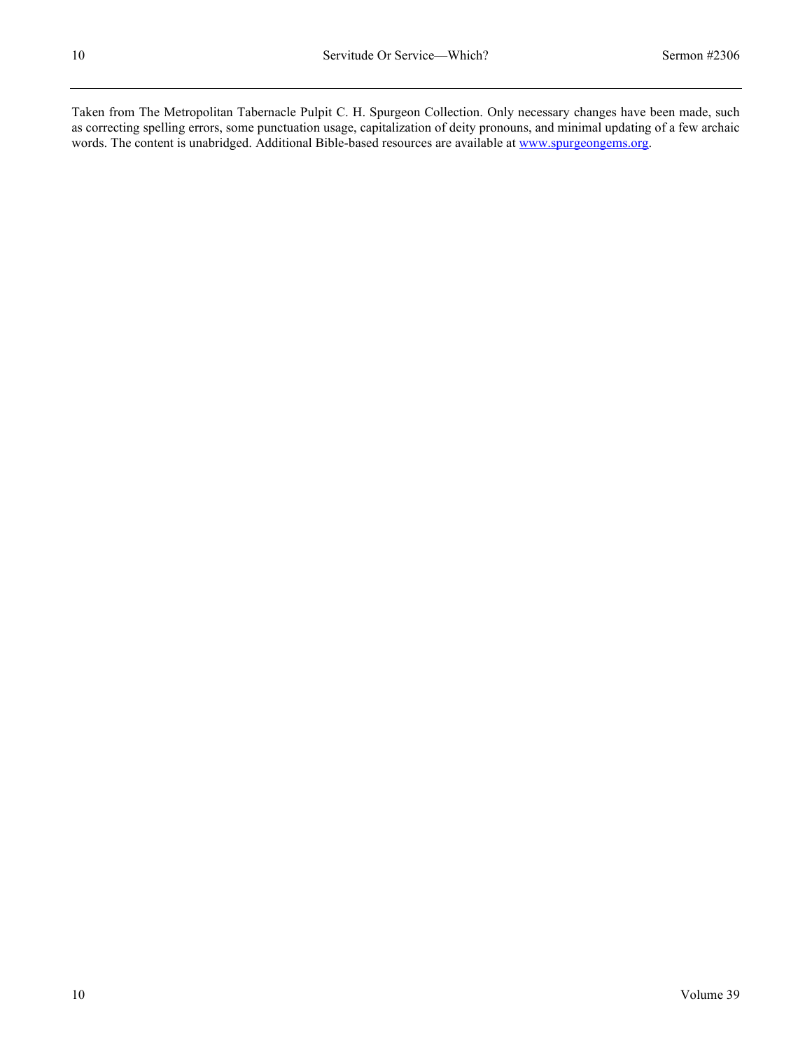Taken from The Metropolitan Tabernacle Pulpit C. H. Spurgeon Collection. Only necessary changes have been made, such as correcting spelling errors, some punctuation usage, capitalization of deity pronouns, and minimal updating of a few archaic words. The content is unabridged. Additional Bible-based resources are available at [www.spurgeongems.org](http://www.spurgeongems.org).